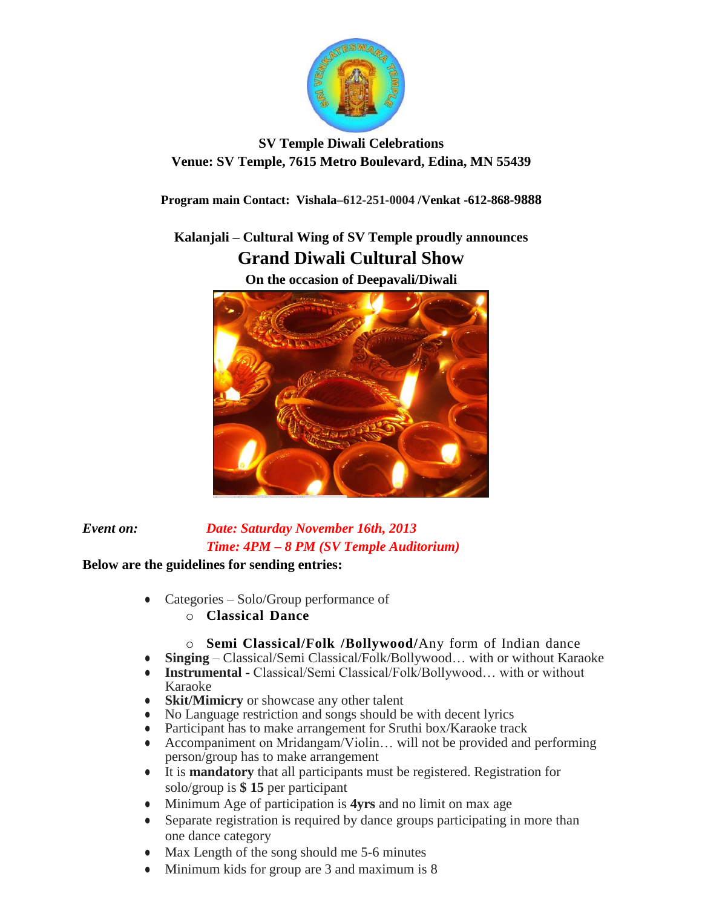**SV Temple Diwali Celebrations**

**Venue: SV Temple, 7615 Metro Boulevard, Edina, MN 55439**

**Program main Contact: Vishala–612-251-0004 /Venkat -612-868-9888**

**Kalanjali – Cultural Wing of SV Temple proudly announces**

# Grand Diwali Cultural Show

**On the occasion of Deepavali/Diwali**

***Event on:*** ***Date: Saturday November 16th, 2013***

***Time: 4PM – 8 PM (SV Temple Auditorium)***

**Below are the guidelines for sending entries:**

- Categories – Solo/Group performance of
  - **Classical Dance**
  - **Semi Classical/Folk /Bollywood/**Any form of Indian dance
- **Singing** – Classical/Semi Classical/Folk/Bollywood… with or without Karaoke
- **Instrumental -** Classical/Semi Classical/Folk/Bollywood… with or without Karaoke
- **Skit/Mimicry** or showcase any other talent
- No Language restriction and songs should be with decent lyrics
- Participant has to make arrangement for Sruthi box/Karaoke track
- Accompaniment on Mridangam/Violin… will not be provided and performing person/group has to make arrangement
- It is **mandatory** that all participants must be registered. Registration for solo/group is **$ 15** per participant
- Minimum Age of participation is **4yrs** and no limit on max age
- Separate registration is required by dance groups participating in more than one dance category
- Max Length of the song should me 5-6 minutes
- Minimum kids for group are 3 and maximum is 8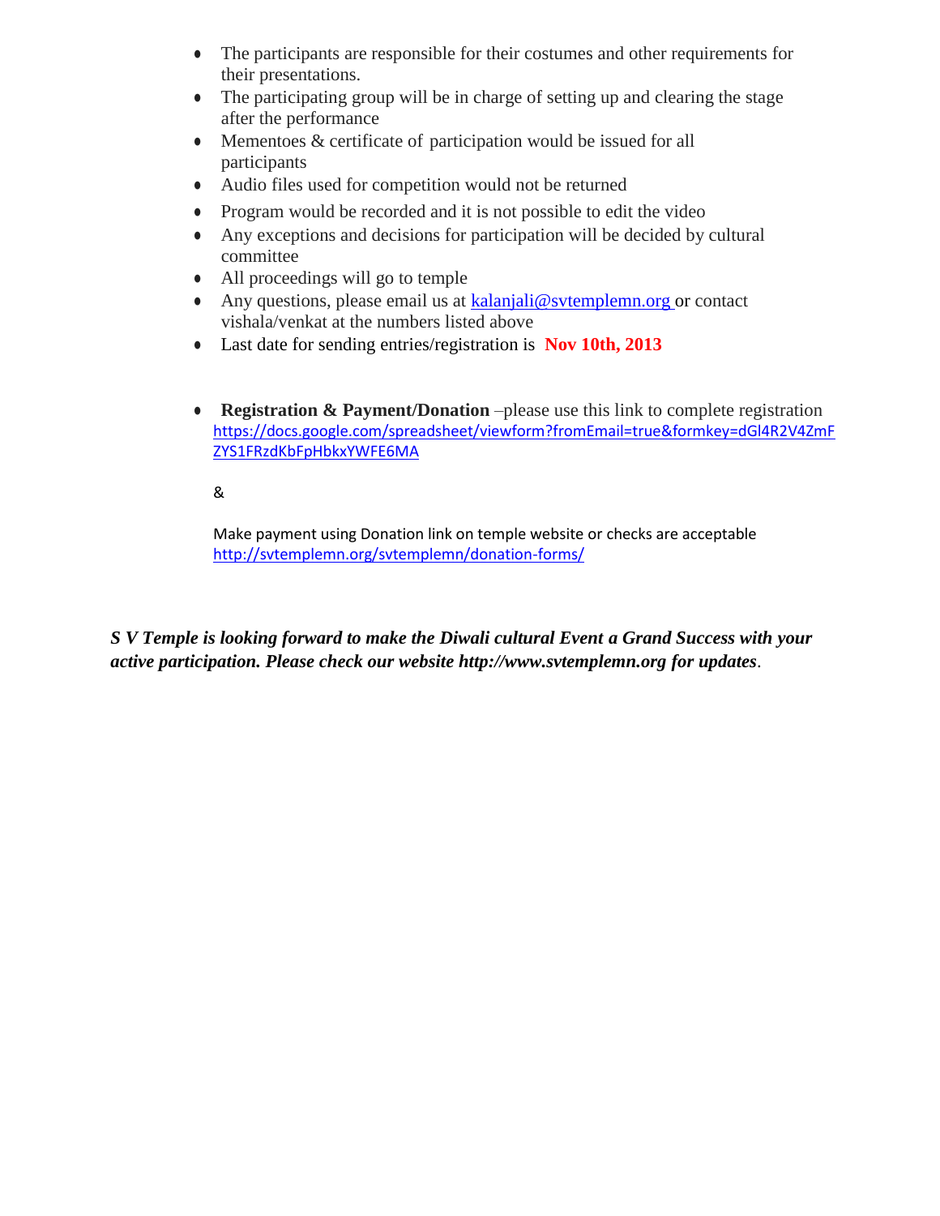- The participants are responsible for their costumes and other requirements for their presentations.
- The participating group will be in charge of setting up and clearing the stage after the performance
- Mementoes & certificate of participation would be issued for all participants
- Audio files used for competition would not be returned
- Program would be recorded and it is not possible to edit the video
- Any exceptions and decisions for participation will be decided by cultural committee
- All proceedings will go to temple
- Any questions, please email us at [kalanjali@svtemplemn.org](mailto:kalanjali@svtemplemn.org) or contact vishala/venkat at the numbers listed above
- Last date for sending entries/registration is **Nov 10th, 2013**

- **Registration & Payment/Donation** –please use this link to complete registration [https://docs.google.com/spreadsheet/viewform?fromEmail=true&formkey=dGl4R2V4ZmFZYS1FRzdKbFpHbkxYWFE6MA](https://docs.google.com/spreadsheet/viewform?fromEmail=true&formkey=dGl4R2V4ZmFZYS1FRzdKbFpHbkxYWFE6MA)

  &

  Make payment using Donation link on temple website or checks are acceptable [http://svtemplemn.org/svtemplemn/donation-forms/](http://svtemplemn.org/svtemplemn/donation-forms/)

***S V Temple is looking forward to make the Diwali cultural Event a Grand Success with your active participation. Please check our website http://www.svtemplemn.org for updates***.